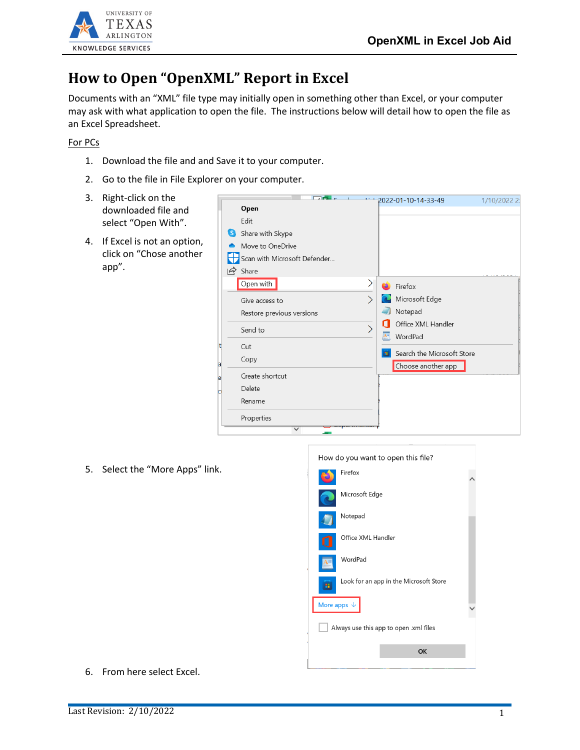# How to Open "OpenXML" Report in Excel

Documents with an "XML" file type may initially open in something other than Excel, or your computer may ask with what application to open the file. The instructions below will detail how to open the file as an Excel Spreadsheet.

For PCs

1. Download the file and and Save it to your computer.
2. Go to the file in File Explorer on your computer.
3. Right-click on the downloaded file and select "Open With".
4. If Excel is not an option, click on "Chose another app".
5. Select the "More Apps" link.
6. From here select Excel.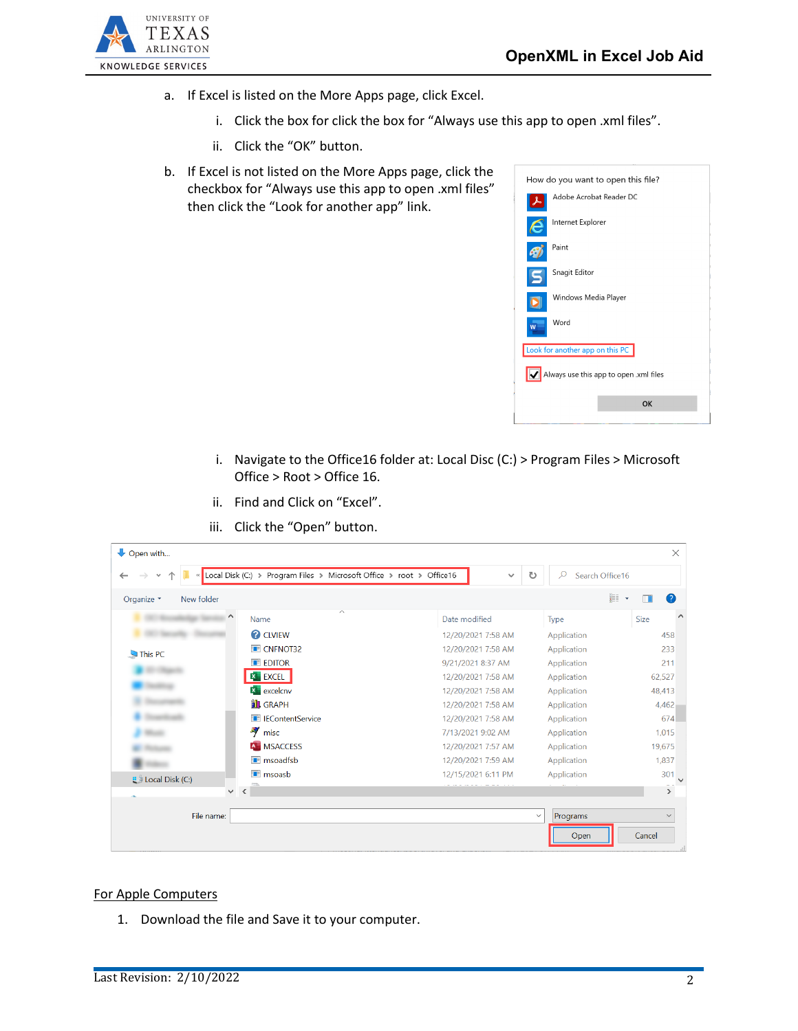a. If Excel is listed on the More Apps page, click Excel.

   i. Click the box for click the box for “Always use this app to open .xml files”.

   ii. Click the “OK” button.

b. If Excel is not listed on the More Apps page, click the checkbox for “Always use this app to open .xml files” then click the “Look for another app” link.

   i. Navigate to the Office16 folder at: Local Disc (C:) > Program Files > Microsoft Office > Root > Office 16.

   ii. Find and Click on “Excel”.

   iii. Click the “Open” button.

## For Apple Computers

1. Download the file and Save it to your computer.

Last Revision: 2/10/2022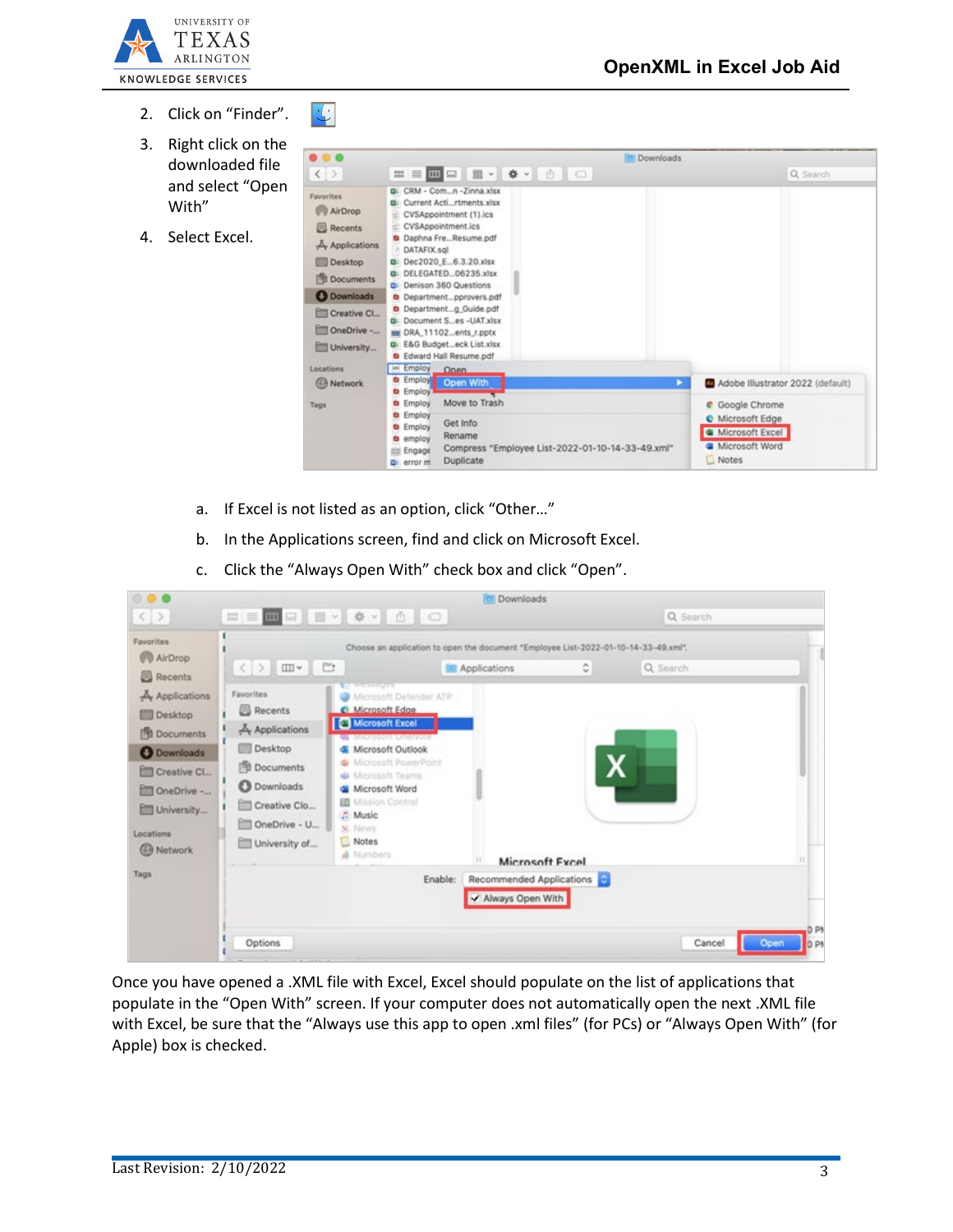2. Click on “Finder”.
3. Right click on the downloaded file and select “Open With”
4. Select Excel.
    a. If Excel is not listed as an option, click “Other…”
    b. In the Applications screen, find and click on Microsoft Excel.
    c. Click the “Always Open With” check box and click “Open”.

Once you have opened a .XML file with Excel, Excel should populate on the list of applications that populate in the “Open With” screen. If your computer does not automatically open the next .XML file with Excel, be sure that the “Always use this app to open .xml files” (for PCs) or “Always Open With” (for Apple) box is checked.